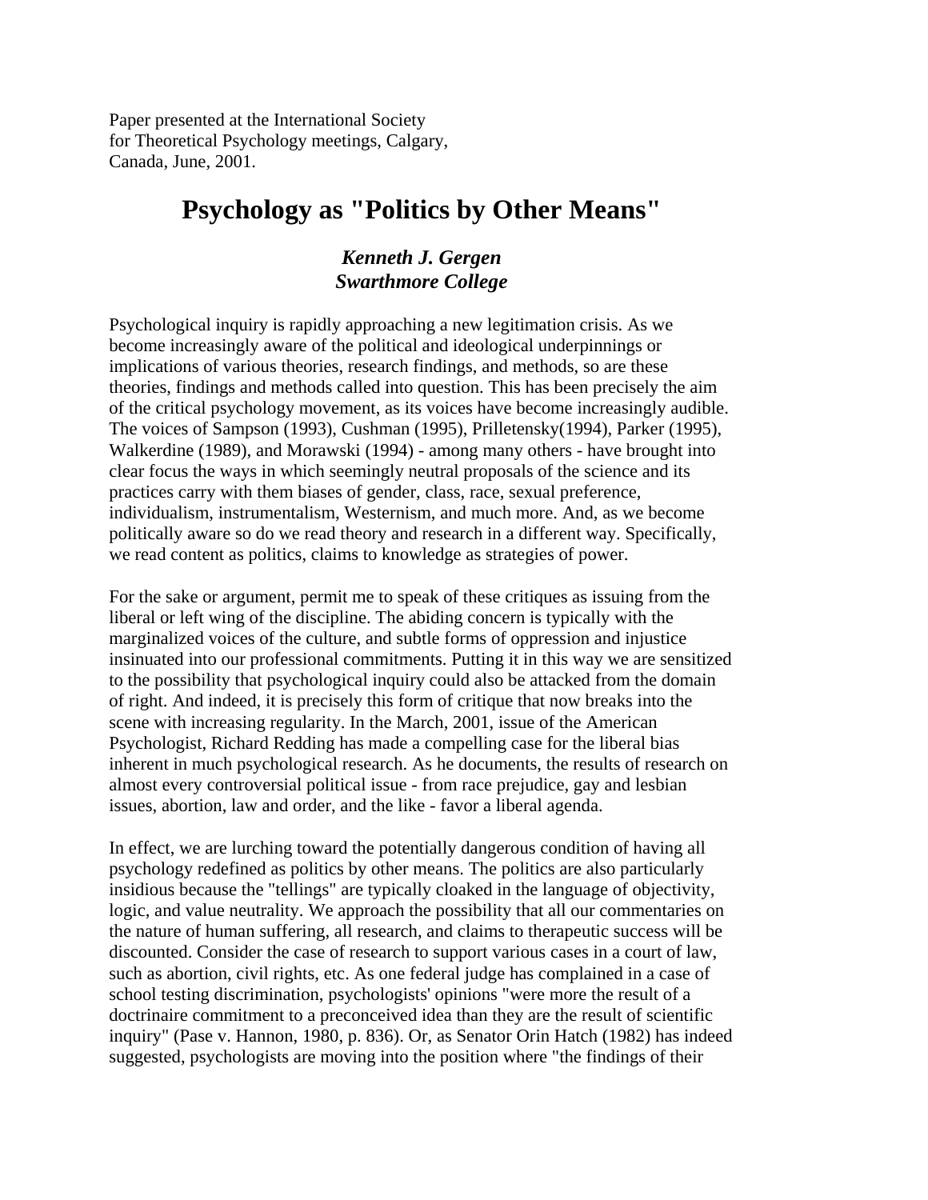Paper presented at the International Society for Theoretical Psychology meetings, Calgary, Canada, June, 2001.

# Psychology as "Politics by Other Means"

***Kenneth J. Gergen***
***Swarthmore College***

Psychological inquiry is rapidly approaching a new legitimation crisis. As we become increasingly aware of the political and ideological underpinnings or implications of various theories, research findings, and methods, so are these theories, findings and methods called into question. This has been precisely the aim of the critical psychology movement, as its voices have become increasingly audible. The voices of Sampson (1993), Cushman (1995), Prilletensky(1994), Parker (1995), Walkerdine (1989), and Morawski (1994) - among many others - have brought into clear focus the ways in which seemingly neutral proposals of the science and its practices carry with them biases of gender, class, race, sexual preference, individualism, instrumentalism, Westernism, and much more. And, as we become politically aware so do we read theory and research in a different way. Specifically, we read content as politics, claims to knowledge as strategies of power.

For the sake or argument, permit me to speak of these critiques as issuing from the liberal or left wing of the discipline. The abiding concern is typically with the marginalized voices of the culture, and subtle forms of oppression and injustice insinuated into our professional commitments. Putting it in this way we are sensitized to the possibility that psychological inquiry could also be attacked from the domain of right. And indeed, it is precisely this form of critique that now breaks into the scene with increasing regularity. In the March, 2001, issue of the American Psychologist, Richard Redding has made a compelling case for the liberal bias inherent in much psychological research. As he documents, the results of research on almost every controversial political issue - from race prejudice, gay and lesbian issues, abortion, law and order, and the like - favor a liberal agenda.

In effect, we are lurching toward the potentially dangerous condition of having all psychology redefined as politics by other means. The politics are also particularly insidious because the "tellings" are typically cloaked in the language of objectivity, logic, and value neutrality. We approach the possibility that all our commentaries on the nature of human suffering, all research, and claims to therapeutic success will be discounted. Consider the case of research to support various cases in a court of law, such as abortion, civil rights, etc. As one federal judge has complained in a case of school testing discrimination, psychologists' opinions "were more the result of a doctrinaire commitment to a preconceived idea than they are the result of scientific inquiry" (Pase v. Hannon, 1980, p. 836). Or, as Senator Orin Hatch (1982) has indeed suggested, psychologists are moving into the position where "the findings of their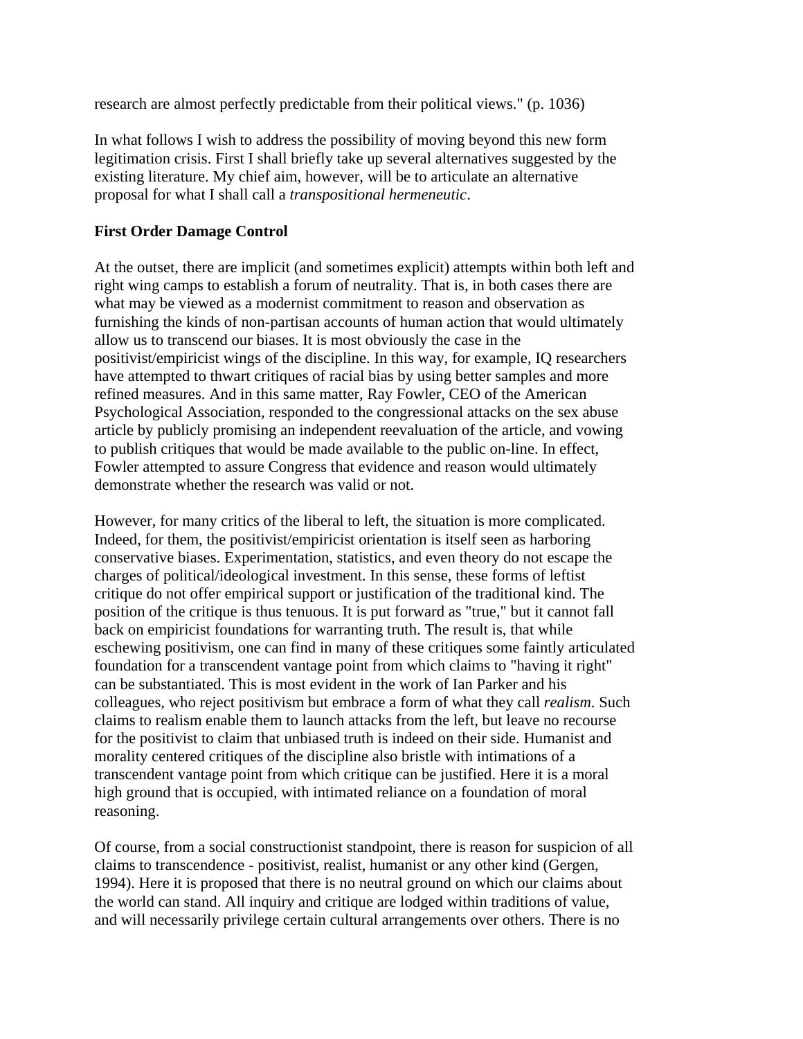research are almost perfectly predictable from their political views." (p. 1036)

In what follows I wish to address the possibility of moving beyond this new form legitimation crisis. First I shall briefly take up several alternatives suggested by the existing literature. My chief aim, however, will be to articulate an alternative proposal for what I shall call a *transpositional hermeneutic*.

**First Order Damage Control**

At the outset, there are implicit (and sometimes explicit) attempts within both left and right wing camps to establish a forum of neutrality. That is, in both cases there are what may be viewed as a modernist commitment to reason and observation as furnishing the kinds of non-partisan accounts of human action that would ultimately allow us to transcend our biases. It is most obviously the case in the positivist/empiricist wings of the discipline. In this way, for example, IQ researchers have attempted to thwart critiques of racial bias by using better samples and more refined measures. And in this same matter, Ray Fowler, CEO of the American Psychological Association, responded to the congressional attacks on the sex abuse article by publicly promising an independent reevaluation of the article, and vowing to publish critiques that would be made available to the public on-line. In effect, Fowler attempted to assure Congress that evidence and reason would ultimately demonstrate whether the research was valid or not.

However, for many critics of the liberal to left, the situation is more complicated. Indeed, for them, the positivist/empiricist orientation is itself seen as harboring conservative biases. Experimentation, statistics, and even theory do not escape the charges of political/ideological investment. In this sense, these forms of leftist critique do not offer empirical support or justification of the traditional kind. The position of the critique is thus tenuous. It is put forward as "true," but it cannot fall back on empiricist foundations for warranting truth. The result is, that while eschewing positivism, one can find in many of these critiques some faintly articulated foundation for a transcendent vantage point from which claims to "having it right" can be substantiated. This is most evident in the work of Ian Parker and his colleagues, who reject positivism but embrace a form of what they call *realism*. Such claims to realism enable them to launch attacks from the left, but leave no recourse for the positivist to claim that unbiased truth is indeed on their side. Humanist and morality centered critiques of the discipline also bristle with intimations of a transcendent vantage point from which critique can be justified. Here it is a moral high ground that is occupied, with intimated reliance on a foundation of moral reasoning.

Of course, from a social constructionist standpoint, there is reason for suspicion of all claims to transcendence - positivist, realist, humanist or any other kind (Gergen, 1994). Here it is proposed that there is no neutral ground on which our claims about the world can stand. All inquiry and critique are lodged within traditions of value, and will necessarily privilege certain cultural arrangements over others. There is no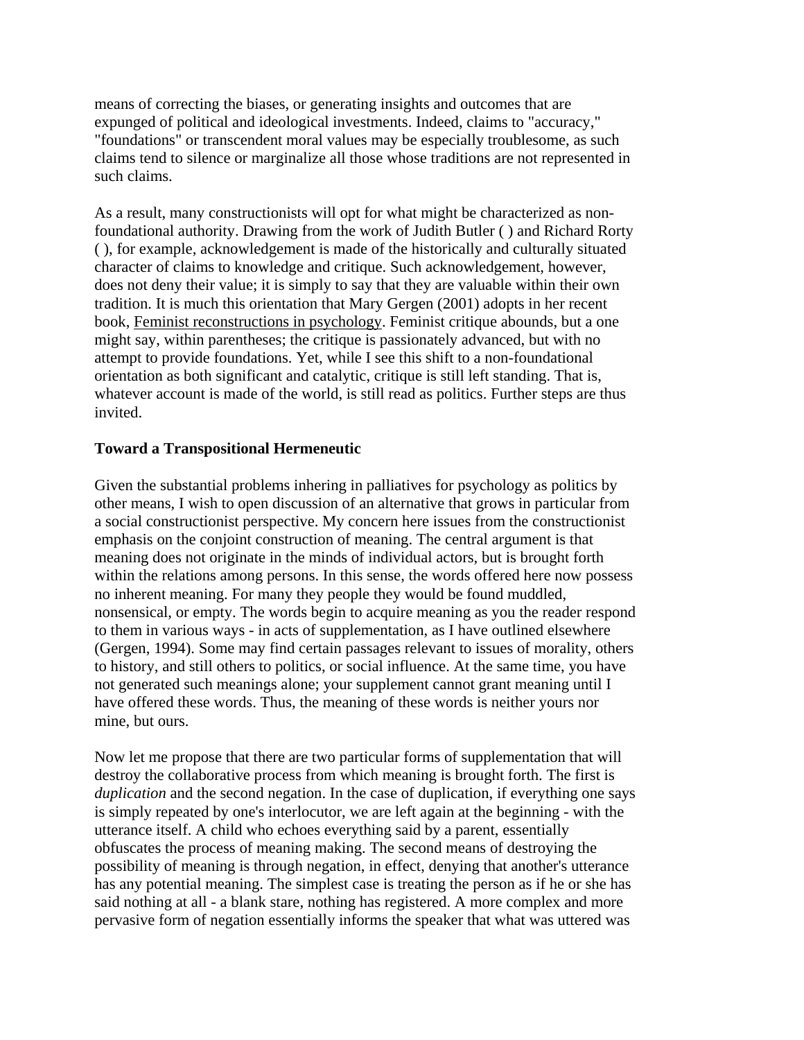means of correcting the biases, or generating insights and outcomes that are expunged of political and ideological investments. Indeed, claims to "accuracy," "foundations" or transcendent moral values may be especially troublesome, as such claims tend to silence or marginalize all those whose traditions are not represented in such claims.

As a result, many constructionists will opt for what might be characterized as non-foundational authority. Drawing from the work of Judith Butler ( ) and Richard Rorty ( ), for example, acknowledgement is made of the historically and culturally situated character of claims to knowledge and critique. Such acknowledgement, however, does not deny their value; it is simply to say that they are valuable within their own tradition. It is much this orientation that Mary Gergen (2001) adopts in her recent book, Feminist reconstructions in psychology. Feminist critique abounds, but a one might say, within parentheses; the critique is passionately advanced, but with no attempt to provide foundations. Yet, while I see this shift to a non-foundational orientation as both significant and catalytic, critique is still left standing. That is, whatever account is made of the world, is still read as politics. Further steps are thus invited.

### Toward a Transpositional Hermeneutic

Given the substantial problems inhering in palliatives for psychology as politics by other means, I wish to open discussion of an alternative that grows in particular from a social constructionist perspective. My concern here issues from the constructionist emphasis on the conjoint construction of meaning. The central argument is that meaning does not originate in the minds of individual actors, but is brought forth within the relations among persons. In this sense, the words offered here now possess no inherent meaning. For many they people they would be found muddled, nonsensical, or empty. The words begin to acquire meaning as you the reader respond to them in various ways - in acts of supplementation, as I have outlined elsewhere (Gergen, 1994). Some may find certain passages relevant to issues of morality, others to history, and still others to politics, or social influence. At the same time, you have not generated such meanings alone; your supplement cannot grant meaning until I have offered these words. Thus, the meaning of these words is neither yours nor mine, but ours.

Now let me propose that there are two particular forms of supplementation that will destroy the collaborative process from which meaning is brought forth. The first is *duplication* and the second negation. In the case of duplication, if everything one says is simply repeated by one's interlocutor, we are left again at the beginning - with the utterance itself. A child who echoes everything said by a parent, essentially obfuscates the process of meaning making. The second means of destroying the possibility of meaning is through negation, in effect, denying that another's utterance has any potential meaning. The simplest case is treating the person as if he or she has said nothing at all - a blank stare, nothing has registered. A more complex and more pervasive form of negation essentially informs the speaker that what was uttered was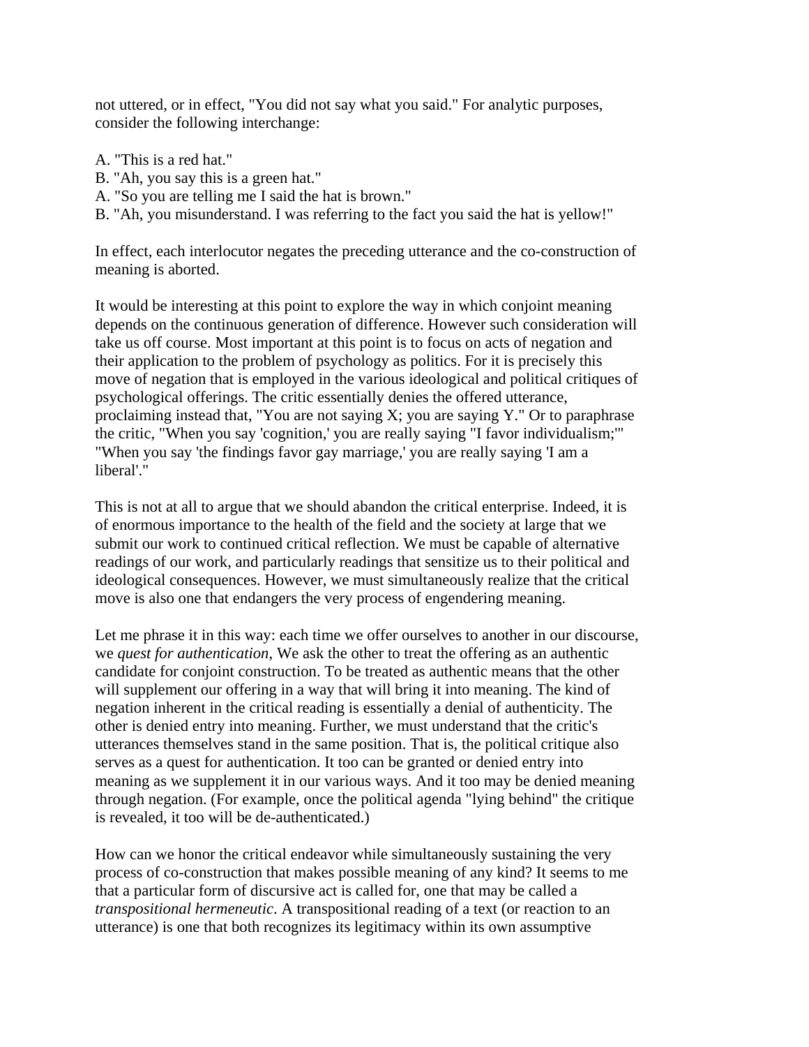not uttered, or in effect, "You did not say what you said." For analytic purposes, consider the following interchange:

A. "This is a red hat."
B. "Ah, you say this is a green hat."
A. "So you are telling me I said the hat is brown."
B. "Ah, you misunderstand. I was referring to the fact you said the hat is yellow!"

In effect, each interlocutor negates the preceding utterance and the co-construction of meaning is aborted.

It would be interesting at this point to explore the way in which conjoint meaning depends on the continuous generation of difference. However such consideration will take us off course. Most important at this point is to focus on acts of negation and their application to the problem of psychology as politics. For it is precisely this move of negation that is employed in the various ideological and political critiques of psychological offerings. The critic essentially denies the offered utterance, proclaiming instead that, "You are not saying X; you are saying Y." Or to paraphrase the critic, "When you say 'cognition,' you are really saying "I favor individualism;'" "When you say 'the findings favor gay marriage,' you are really saying 'I am a liberal'."

This is not at all to argue that we should abandon the critical enterprise. Indeed, it is of enormous importance to the health of the field and the society at large that we submit our work to continued critical reflection. We must be capable of alternative readings of our work, and particularly readings that sensitize us to their political and ideological consequences. However, we must simultaneously realize that the critical move is also one that endangers the very process of engendering meaning.

Let me phrase it in this way: each time we offer ourselves to another in our discourse, we *quest for authentication*, We ask the other to treat the offering as an authentic candidate for conjoint construction. To be treated as authentic means that the other will supplement our offering in a way that will bring it into meaning. The kind of negation inherent in the critical reading is essentially a denial of authenticity. The other is denied entry into meaning. Further, we must understand that the critic's utterances themselves stand in the same position. That is, the political critique also serves as a quest for authentication. It too can be granted or denied entry into meaning as we supplement it in our various ways. And it too may be denied meaning through negation. (For example, once the political agenda "lying behind" the critique is revealed, it too will be de-authenticated.)

How can we honor the critical endeavor while simultaneously sustaining the very process of co-construction that makes possible meaning of any kind? It seems to me that a particular form of discursive act is called for, one that may be called a *transpositional hermeneutic*. A transpositional reading of a text (or reaction to an utterance) is one that both recognizes its legitimacy within its own assumptive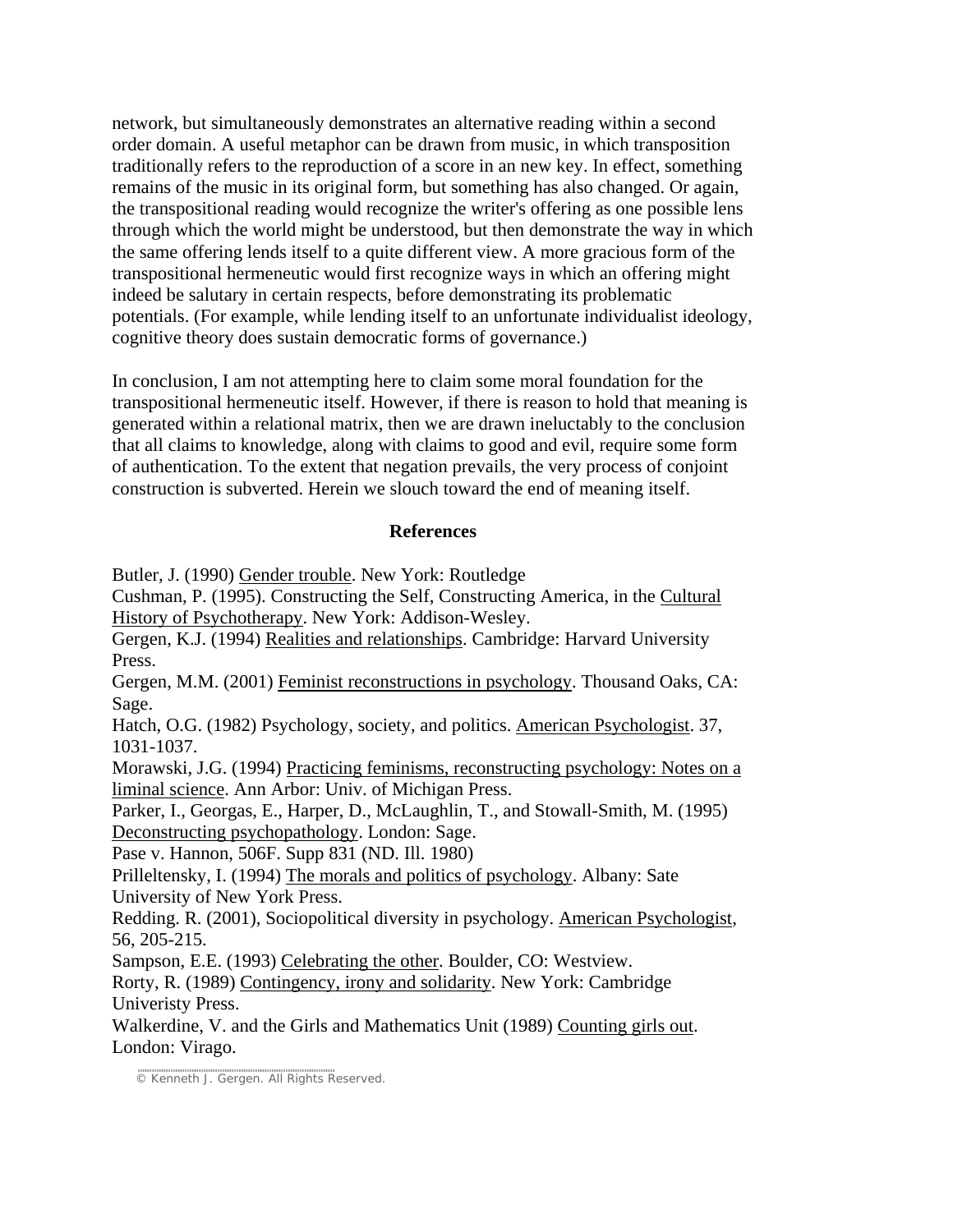network, but simultaneously demonstrates an alternative reading within a second order domain. A useful metaphor can be drawn from music, in which transposition traditionally refers to the reproduction of a score in an new key. In effect, something remains of the music in its original form, but something has also changed. Or again, the transpositional reading would recognize the writer's offering as one possible lens through which the world might be understood, but then demonstrate the way in which the same offering lends itself to a quite different view. A more gracious form of the transpositional hermeneutic would first recognize ways in which an offering might indeed be salutary in certain respects, before demonstrating its problematic potentials. (For example, while lending itself to an unfortunate individualist ideology, cognitive theory does sustain democratic forms of governance.)

In conclusion, I am not attempting here to claim some moral foundation for the transpositional hermeneutic itself. However, if there is reason to hold that meaning is generated within a relational matrix, then we are drawn ineluctably to the conclusion that all claims to knowledge, along with claims to good and evil, require some form of authentication. To the extent that negation prevails, the very process of conjoint construction is subverted. Herein we slouch toward the end of meaning itself.

## References

Butler, J. (1990) Gender trouble. New York: Routledge
Cushman, P. (1995). Constructing the Self, Constructing America, in the Cultural History of Psychotherapy. New York: Addison-Wesley.
Gergen, K.J. (1994) Realities and relationships. Cambridge: Harvard University Press.
Gergen, M.M. (2001) Feminist reconstructions in psychology. Thousand Oaks, CA: Sage.
Hatch, O.G. (1982) Psychology, society, and politics. American Psychologist. 37, 1031-1037.
Morawski, J.G. (1994) Practicing feminisms, reconstructing psychology: Notes on a liminal science. Ann Arbor: Univ. of Michigan Press.
Parker, I., Georgas, E., Harper, D., McLaughlin, T., and Stowall-Smith, M. (1995) Deconstructing psychopathology. London: Sage.
Pase v. Hannon, 506F. Supp 831 (ND. Ill. 1980)
Prilleltensky, I. (1994) The morals and politics of psychology. Albany: Sate University of New York Press.
Redding. R. (2001), Sociopolitical diversity in psychology. American Psychologist, 56, 205-215.
Sampson, E.E. (1993) Celebrating the other. Boulder, CO: Westview.
Rorty, R. (1989) Contingency, irony and solidarity. New York: Cambridge Univeristy Press.
Walkerdine, V. and the Girls and Mathematics Unit (1989) Counting girls out. London: Virago.

© Kenneth J. Gergen. All Rights Reserved.